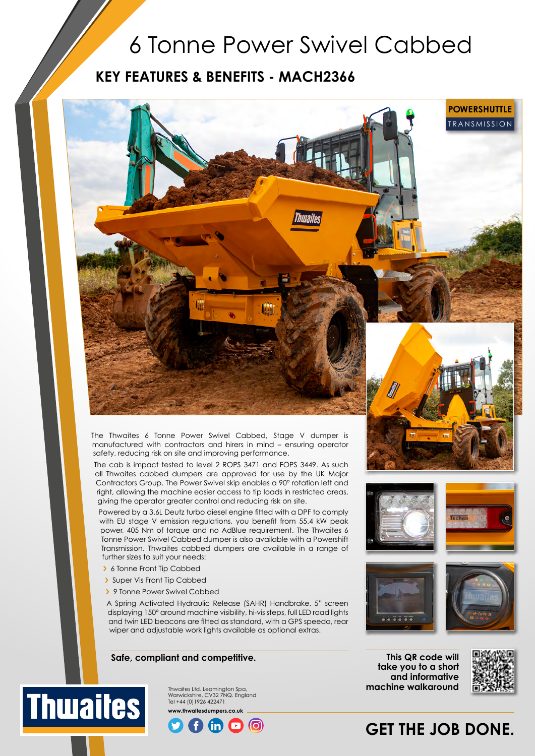# 6 Tonne Power Swivel Cabbed

## KEY FEATURES & BENEFITS - MACH2366

**POWERSHUTTLE** TRANSMISSION

The Thwaites 6 Tonne Power Swivel Cabbed, Stage V dumper is manufactured with contractors and hirers in mind – ensuring operator safety, reducing risk on site and improving performance.

The cab is impact tested to level 2 ROPS 3471 and FOPS 3449. As such all Thwaites cabbed dumpers are approved for use by the UK Major Contractors Group. The Power Swivel skip enables a 90° rotation left and right, allowing the machine easier access to tip loads in restricted areas, giving the operator greater control and reducing risk on site.

Powered by a 3.6L Deutz turbo diesel engine fitted with a DPF to comply with EU stage V emission regulations, you benefit from 55.4 kW peak power, 405 Nm of torque and no AdBlue requirement. The Thwaites 6 Tonne Power Swivel Cabbed dumper is also available with a Powershift Transmission. Thwaites cabbed dumpers are available in a range of further sizes to suit your needs:

- 6 Tonne Front Tip Cabbed
- Super Vis Front Tip Cabbed
- 9 Tonne Power Swivel Cabbed

A Spring Activated Hydraulic Release (SAHR) Handbrake, 5" screen displaying 150° around machine visibility, hi-vis steps, full LED road lights and twin LED beacons are fitted as standard, with a GPS speedo, rear wiper and adjustable work lights available as optional extras.

**Safe, compliant and competitive.**

**This QR code will take you to a short and informative machine walkaround**

Thwaites Ltd. Leamington Spa, Warwickshire, CV32 7NQ. England
Tel +44 (0)1926 422471

**www.thwaitesdumpers.co.uk**

**GET THE JOB DONE.**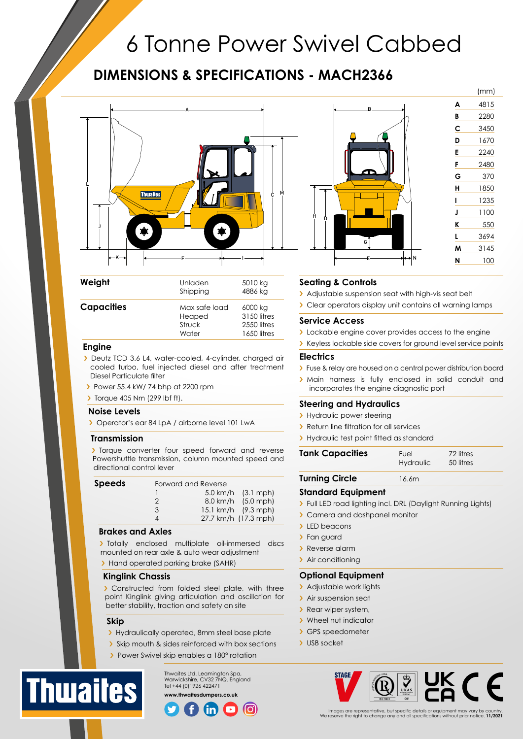# 6 Tonne Power Swivel Cabbed

## DIMENSIONS & SPECIFICATIONS - MACH2366

| | (mm) |
|---|---|
| A | 4815 |
| B | 2280 |
| C | 3450 |
| D | 1670 |
| E | 2240 |
| F | 2480 |
| G | 370 |
| H | 1850 |
| I | 1235 |
| J | 1100 |
| K | 550 |
| L | 3694 |
| M | 3145 |
| N | 100 |

| | | |
|---|---|---|
| **Weight** | Unladen | 5010 kg |
| | Shipping | 4886 kg |
| **Capacities** | Max safe load | 6000 kg |
| | Heaped | 3150 litres |
| | Struck | 2550 litres |
| | Water | 1650 litres |

### Engine

- Deutz TCD 3.6 L4, water-cooled, 4-cylinder, charged air cooled turbo, fuel injected diesel and after treatment Diesel Particulate filter
- Power 55.4 kW/ 74 bhp at 2200 rpm
- Torque 405 Nm (299 lbf ft).

### Noise Levels

- Operator's ear 84 LpA / airborne level 101 LwA

### Transmission

- Torque converter four speed forward and reverse Powershuttle transmission, column mounted speed and directional control lever

| **Speeds** | Forward and Reverse | |
|---|---|---|
| 1 | 5.0 km/h | (3.1 mph) |
| 2 | 8.0 km/h | (5.0 mph) |
| 3 | 15.1 km/h | (9.3 mph) |
| 4 | 27.7 km/h | (17.3 mph) |

### Brakes and Axles

- Totally enclosed multiplate oil-immersed discs mounted on rear axle & auto wear adjustment
- Hand operated parking brake (SAHR)

### Kinglink Chassis

- Constructed from folded steel plate, with three point Kinglink giving articulation and oscillation for better stability, traction and safety on site

### Skip

- Hydraulically operated, 8mm steel base plate
- Skip mouth & sides reinforced with box sections
- Power Swivel skip enables a 180º rotation

### Seating & Controls

- Adjustable suspension seat with high-vis seat belt
- Clear operators display unit contains all warning lamps

### Service Access

- Lockable engine cover provides access to the engine
- Keyless lockable side covers for ground level service points

### Electrics

- Fuse & relay are housed on a central power distribution board
- Main harness is fully enclosed in solid conduit and incorporates the engine diagnostic port

### Steering and Hydraulics

- Hydraulic power steering
- Return line filtration for all services
- Hydraulic test point fitted as standard

| **Tank Capacities** | Fuel | 72 litres |
|---|---|---|
| | Hydraulic | 50 litres |
| **Turning Circle** | 16.6m | |

### Standard Equipment

- Full LED road lighting incl. DRL (Daylight Running Lights)
- Camera and dashpanel monitor
- LED beacons
- Fan guard
- Reverse alarm
- Air conditioning

### Optional Equipment

- Adjustable work lights
- Air suspension seat
- Rear wiper system,
- Wheel nut indicator
- GPS speedometer
- USB socket

Thwaites

Thwaites Ltd. Leamington Spa, Warwickshire, CV32 7NQ. England
Tel +44 (0)1926 422471
www.thwaitesdumpers.co.uk

Images are representative, but specific details or equipment may vary by country.
We reserve the right to change any and all specifications without prior notice. **11/2021**